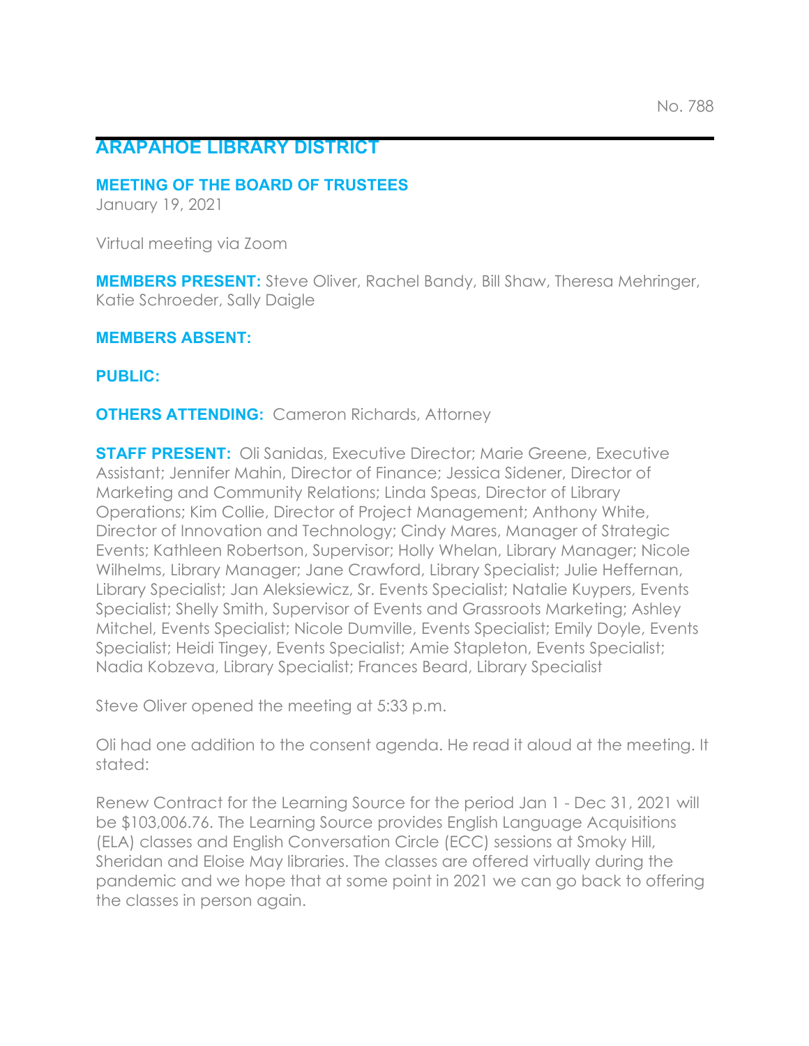No. 788

# ARAPAHOE LIBRARY DISTRICT

## MEETING OF THE BOARD OF TRUSTEES

January 19, 2021

Virtual meeting via Zoom

**MEMBERS PRESENT:** Steve Oliver, Rachel Bandy, Bill Shaw, Theresa Mehringer, Katie Schroeder, Sally Daigle

**MEMBERS ABSENT:**

**PUBLIC:**

**OTHERS ATTENDING:** Cameron Richards, Attorney

**STAFF PRESENT:** Oli Sanidas, Executive Director; Marie Greene, Executive Assistant; Jennifer Mahin, Director of Finance; Jessica Sidener, Director of Marketing and Community Relations; Linda Speas, Director of Library Operations; Kim Collie, Director of Project Management; Anthony White, Director of Innovation and Technology; Cindy Mares, Manager of Strategic Events; Kathleen Robertson, Supervisor; Holly Whelan, Library Manager; Nicole Wilhelms, Library Manager; Jane Crawford, Library Specialist; Julie Heffernan, Library Specialist; Jan Aleksiewicz, Sr. Events Specialist; Natalie Kuypers, Events Specialist; Shelly Smith, Supervisor of Events and Grassroots Marketing; Ashley Mitchel, Events Specialist; Nicole Dumville, Events Specialist; Emily Doyle, Events Specialist; Heidi Tingey, Events Specialist; Amie Stapleton, Events Specialist; Nadia Kobzeva, Library Specialist; Frances Beard, Library Specialist

Steve Oliver opened the meeting at 5:33 p.m.

Oli had one addition to the consent agenda. He read it aloud at the meeting. It stated:

Renew Contract for the Learning Source for the period Jan 1 - Dec 31, 2021 will be $103,006.76. The Learning Source provides English Language Acquisitions (ELA) classes and English Conversation Circle (ECC) sessions at Smoky Hill, Sheridan and Eloise May libraries. The classes are offered virtually during the pandemic and we hope that at some point in 2021 we can go back to offering the classes in person again.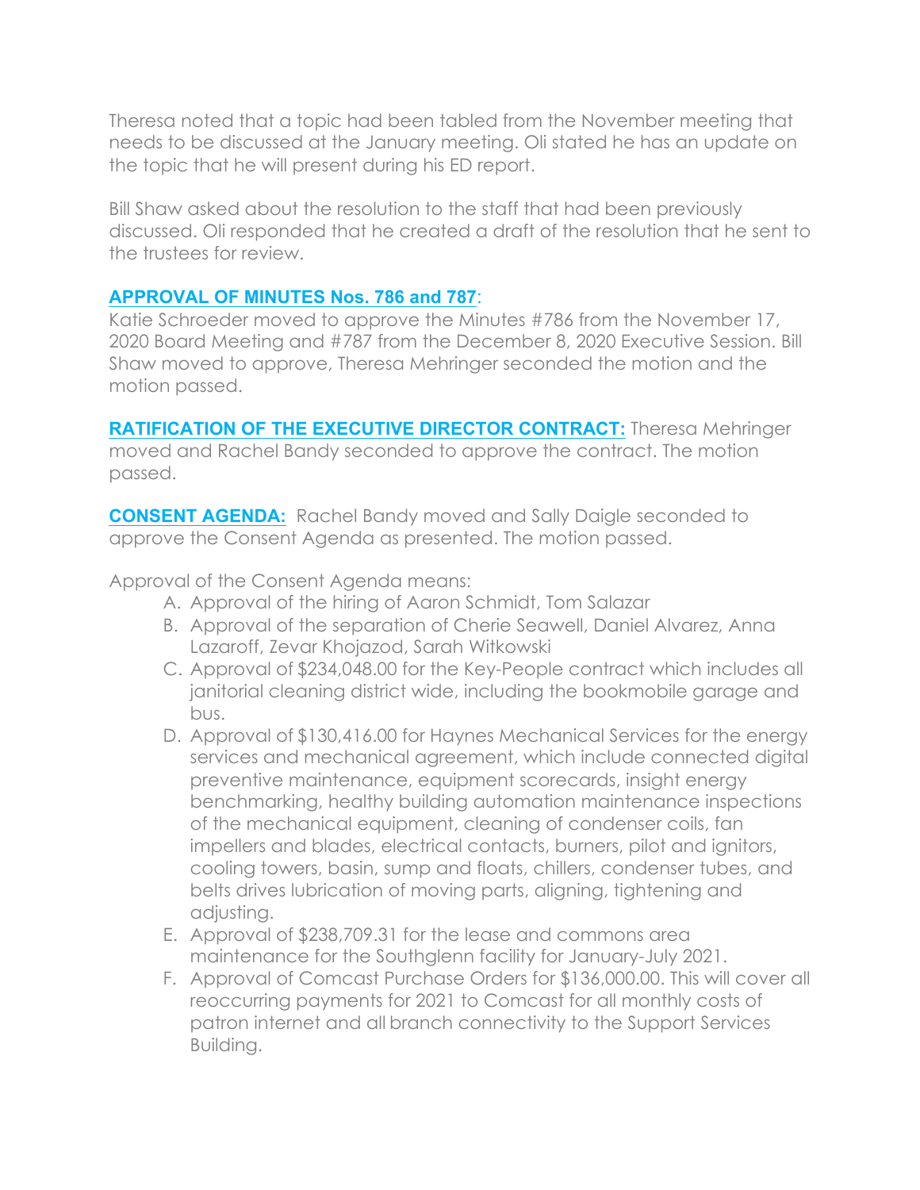Theresa noted that a topic had been tabled from the November meeting that needs to be discussed at the January meeting. Oli stated he has an update on the topic that he will present during his ED report.

Bill Shaw asked about the resolution to the staff that had been previously discussed. Oli responded that he created a draft of the resolution that he sent to the trustees for review.

**APPROVAL OF MINUTES Nos. 786 and 787**:
Katie Schroeder moved to approve the Minutes #786 from the November 17, 2020 Board Meeting and #787 from the December 8, 2020 Executive Session. Bill Shaw moved to approve, Theresa Mehringer seconded the motion and the motion passed.

**RATIFICATION OF THE EXECUTIVE DIRECTOR CONTRACT:** Theresa Mehringer moved and Rachel Bandy seconded to approve the contract. The motion passed.

**CONSENT AGENDA:** Rachel Bandy moved and Sally Daigle seconded to approve the Consent Agenda as presented. The motion passed.

Approval of the Consent Agenda means:

A. Approval of the hiring of Aaron Schmidt, Tom Salazar
B. Approval of the separation of Cherie Seawell, Daniel Alvarez, Anna Lazaroff, Zevar Khojazod, Sarah Witkowski
C. Approval of $234,048.00 for the Key-People contract which includes all janitorial cleaning district wide, including the bookmobile garage and bus.
D. Approval of $130,416.00 for Haynes Mechanical Services for the energy services and mechanical agreement, which include connected digital preventive maintenance, equipment scorecards, insight energy benchmarking, healthy building automation maintenance inspections of the mechanical equipment, cleaning of condenser coils, fan impellers and blades, electrical contacts, burners, pilot and ignitors, cooling towers, basin, sump and floats, chillers, condenser tubes, and belts drives lubrication of moving parts, aligning, tightening and adjusting.
E. Approval of $238,709.31 for the lease and commons area maintenance for the Southglenn facility for January-July 2021.
F. Approval of Comcast Purchase Orders for $136,000.00. This will cover all reoccurring payments for 2021 to Comcast for all monthly costs of patron internet and all branch connectivity to the Support Services Building.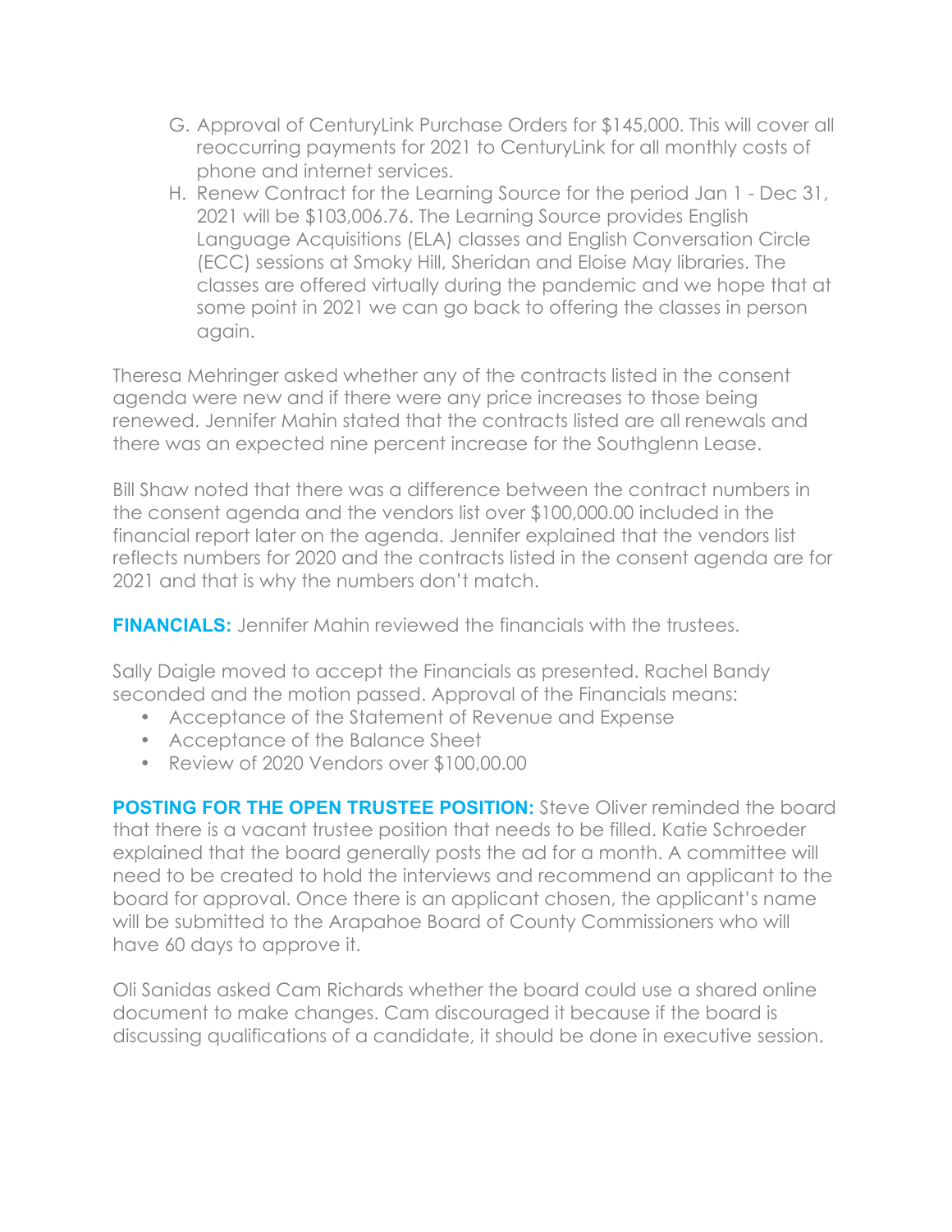G. Approval of CenturyLink Purchase Orders for $145,000. This will cover all reoccurring payments for 2021 to CenturyLink for all monthly costs of phone and internet services.

H. Renew Contract for the Learning Source for the period Jan 1 - Dec 31, 2021 will be $103,006.76. The Learning Source provides English Language Acquisitions (ELA) classes and English Conversation Circle (ECC) sessions at Smoky Hill, Sheridan and Eloise May libraries. The classes are offered virtually during the pandemic and we hope that at some point in 2021 we can go back to offering the classes in person again.

Theresa Mehringer asked whether any of the contracts listed in the consent agenda were new and if there were any price increases to those being renewed. Jennifer Mahin stated that the contracts listed are all renewals and there was an expected nine percent increase for the Southglenn Lease.

Bill Shaw noted that there was a difference between the contract numbers in the consent agenda and the vendors list over $100,000.00 included in the financial report later on the agenda. Jennifer explained that the vendors list reflects numbers for 2020 and the contracts listed in the consent agenda are for 2021 and that is why the numbers don't match.

**FINANCIALS:** Jennifer Mahin reviewed the financials with the trustees.

Sally Daigle moved to accept the Financials as presented. Rachel Bandy seconded and the motion passed. Approval of the Financials means:

- Acceptance of the Statement of Revenue and Expense
- Acceptance of the Balance Sheet
- Review of 2020 Vendors over $100,00.00

**POSTING FOR THE OPEN TRUSTEE POSITION:** Steve Oliver reminded the board that there is a vacant trustee position that needs to be filled. Katie Schroeder explained that the board generally posts the ad for a month. A committee will need to be created to hold the interviews and recommend an applicant to the board for approval. Once there is an applicant chosen, the applicant's name will be submitted to the Arapahoe Board of County Commissioners who will have 60 days to approve it.

Oli Sanidas asked Cam Richards whether the board could use a shared online document to make changes. Cam discouraged it because if the board is discussing qualifications of a candidate, it should be done in executive session.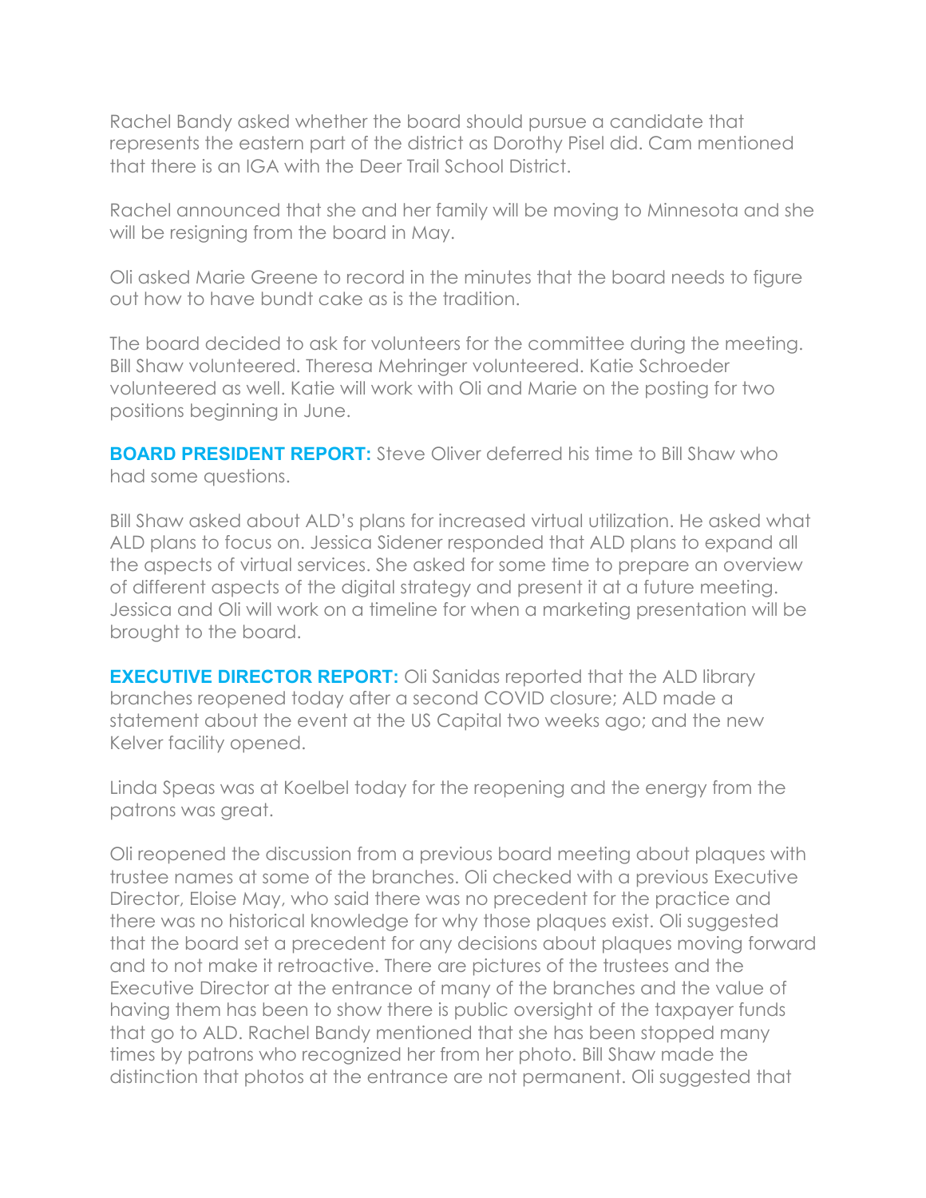Rachel Bandy asked whether the board should pursue a candidate that represents the eastern part of the district as Dorothy Pisel did. Cam mentioned that there is an IGA with the Deer Trail School District.

Rachel announced that she and her family will be moving to Minnesota and she will be resigning from the board in May.

Oli asked Marie Greene to record in the minutes that the board needs to figure out how to have bundt cake as is the tradition.

The board decided to ask for volunteers for the committee during the meeting. Bill Shaw volunteered. Theresa Mehringer volunteered. Katie Schroeder volunteered as well. Katie will work with Oli and Marie on the posting for two positions beginning in June.

**BOARD PRESIDENT REPORT:** Steve Oliver deferred his time to Bill Shaw who had some questions.

Bill Shaw asked about ALD's plans for increased virtual utilization. He asked what ALD plans to focus on. Jessica Sidener responded that ALD plans to expand all the aspects of virtual services. She asked for some time to prepare an overview of different aspects of the digital strategy and present it at a future meeting. Jessica and Oli will work on a timeline for when a marketing presentation will be brought to the board.

**EXECUTIVE DIRECTOR REPORT:** Oli Sanidas reported that the ALD library branches reopened today after a second COVID closure; ALD made a statement about the event at the US Capital two weeks ago; and the new Kelver facility opened.

Linda Speas was at Koelbel today for the reopening and the energy from the patrons was great.

Oli reopened the discussion from a previous board meeting about plaques with trustee names at some of the branches. Oli checked with a previous Executive Director, Eloise May, who said there was no precedent for the practice and there was no historical knowledge for why those plaques exist. Oli suggested that the board set a precedent for any decisions about plaques moving forward and to not make it retroactive. There are pictures of the trustees and the Executive Director at the entrance of many of the branches and the value of having them has been to show there is public oversight of the taxpayer funds that go to ALD. Rachel Bandy mentioned that she has been stopped many times by patrons who recognized her from her photo. Bill Shaw made the distinction that photos at the entrance are not permanent. Oli suggested that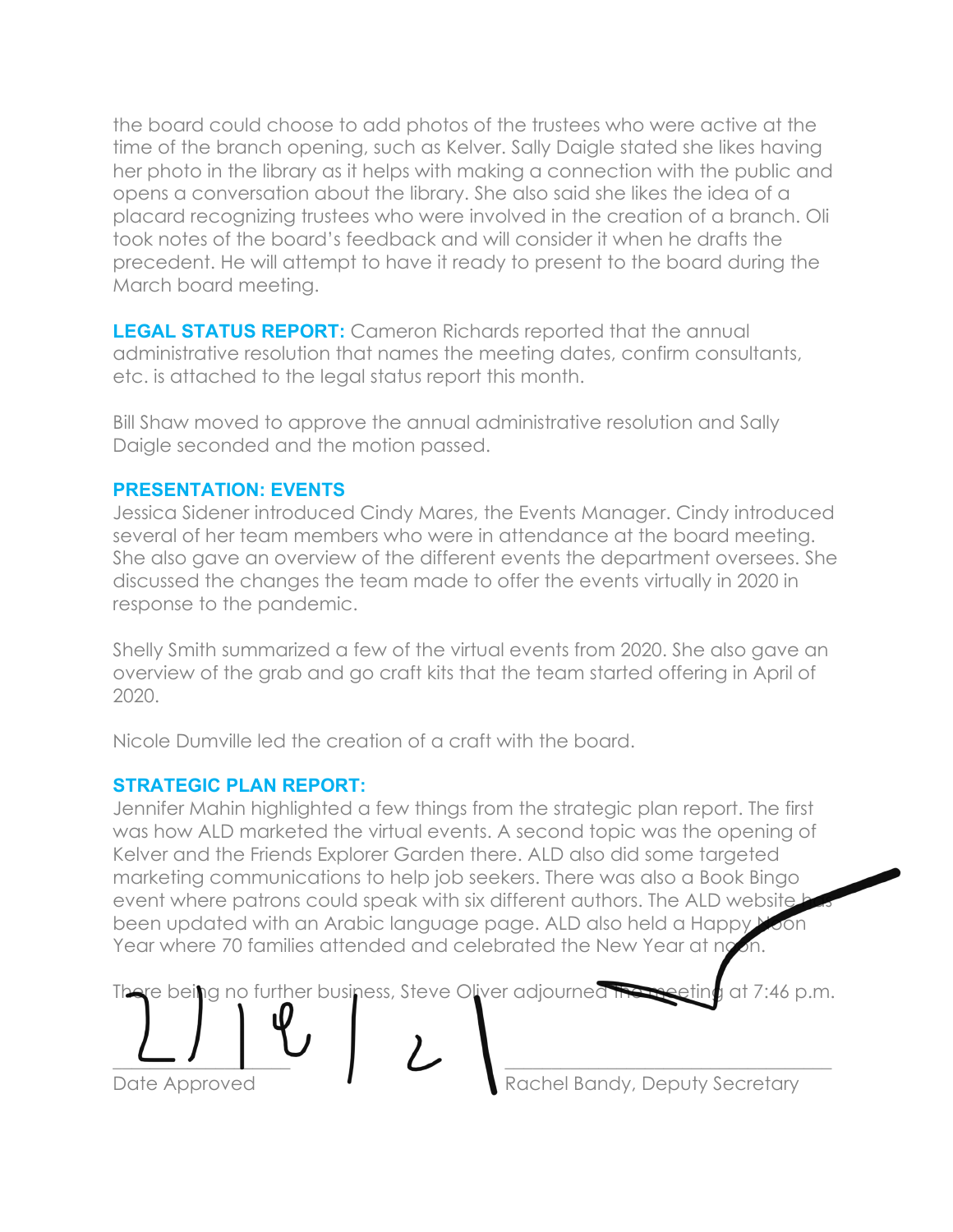the board could choose to add photos of the trustees who were active at the time of the branch opening, such as Kelver. Sally Daigle stated she likes having her photo in the library as it helps with making a connection with the public and opens a conversation about the library. She also said she likes the idea of a placard recognizing trustees who were involved in the creation of a branch. Oli took notes of the board's feedback and will consider it when he drafts the precedent. He will attempt to have it ready to present to the board during the March board meeting.

**LEGAL STATUS REPORT:** Cameron Richards reported that the annual administrative resolution that names the meeting dates, confirm consultants, etc. is attached to the legal status report this month.

Bill Shaw moved to approve the annual administrative resolution and Sally Daigle seconded and the motion passed.

**PRESENTATION: EVENTS**

Jessica Sidener introduced Cindy Mares, the Events Manager. Cindy introduced several of her team members who were in attendance at the board meeting. She also gave an overview of the different events the department oversees. She discussed the changes the team made to offer the events virtually in 2020 in response to the pandemic.

Shelly Smith summarized a few of the virtual events from 2020. She also gave an overview of the grab and go craft kits that the team started offering in April of 2020.

Nicole Dumville led the creation of a craft with the board.

**STRATEGIC PLAN REPORT:**

Jennifer Mahin highlighted a few things from the strategic plan report. The first was how ALD marketed the virtual events. A second topic was the opening of Kelver and the Friends Explorer Garden there. ALD also did some targeted marketing communications to help job seekers. There was also a Book Bingo event where patrons could speak with six different authors. The ALD website has been updated with an Arabic language page. ALD also held a Happy Noon Year where 70 families attended and celebrated the New Year at noon.

There being no further business, Steve Oliver adjourned the meeting at 7:46 p.m.

2/18/21

Date Approved

Rachel Bandy, Deputy Secretary